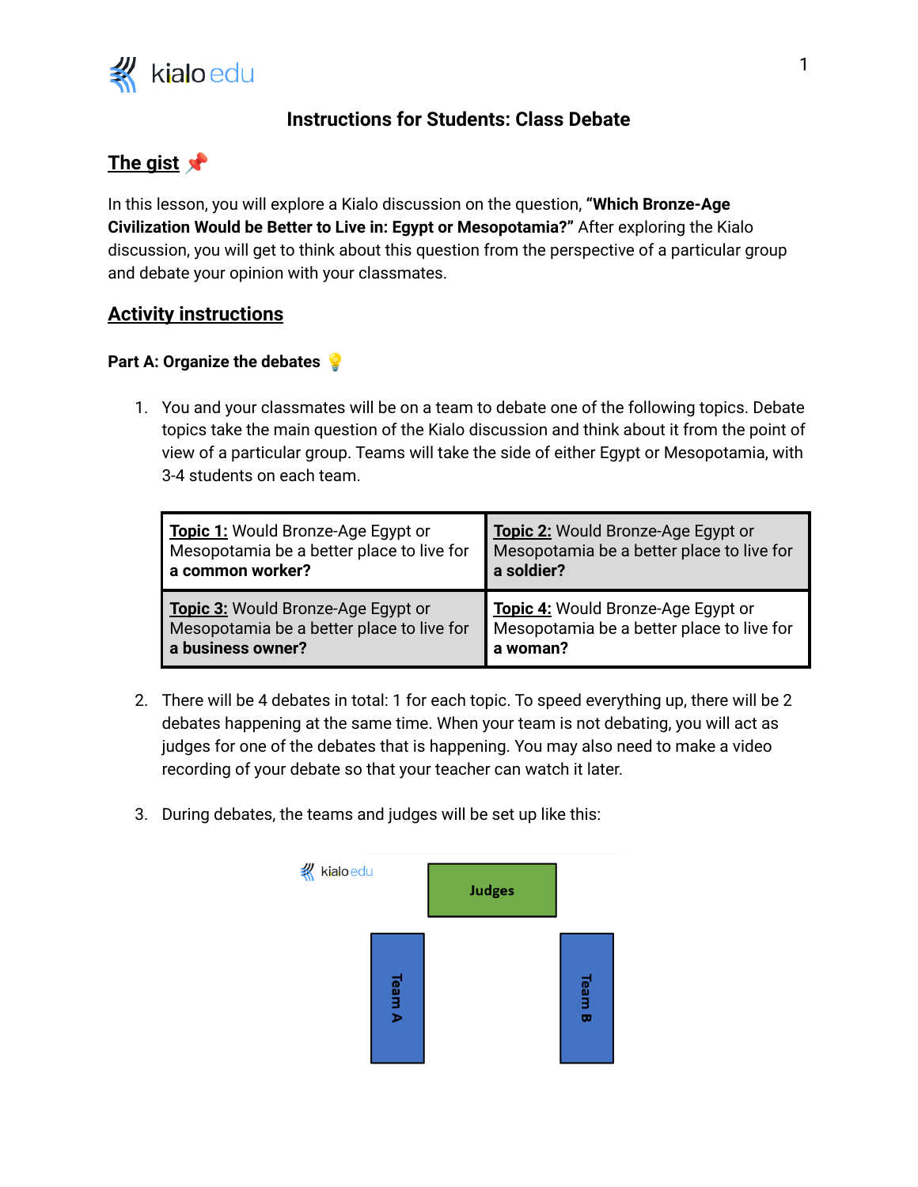# Instructions for Students: Class Debate

## The gist 📌

In this lesson, you will explore a Kialo discussion on the question, **"Which Bronze-Age Civilization Would be Better to Live in: Egypt or Mesopotamia?"** After exploring the Kialo discussion, you will get to think about this question from the perspective of a particular group and debate your opinion with your classmates.

## Activity instructions

### Part A: Organize the debates 💡

1. You and your classmates will be on a team to debate one of the following topics. Debate topics take the main question of the Kialo discussion and think about it from the point of view of a particular group. Teams will take the side of either Egypt or Mesopotamia, with 3-4 students on each team.

| | |
|---|---|
| **Topic 1:** Would Bronze-Age Egypt or Mesopotamia be a better place to live for **a common worker?** | **Topic 2:** Would Bronze-Age Egypt or Mesopotamia be a better place to live for **a soldier?** |
| **Topic 3:** Would Bronze-Age Egypt or Mesopotamia be a better place to live for **a business owner?** | **Topic 4:** Would Bronze-Age Egypt or Mesopotamia be a better place to live for **a woman?** |

2. There will be 4 debates in total: 1 for each topic. To speed everything up, there will be 2 debates happening at the same time. When your team is not debating, you will act as judges for one of the debates that is happening. You may also need to make a video recording of your debate so that your teacher can watch it later.

3. During debates, the teams and judges will be set up like this:

Judges

Team A | Team B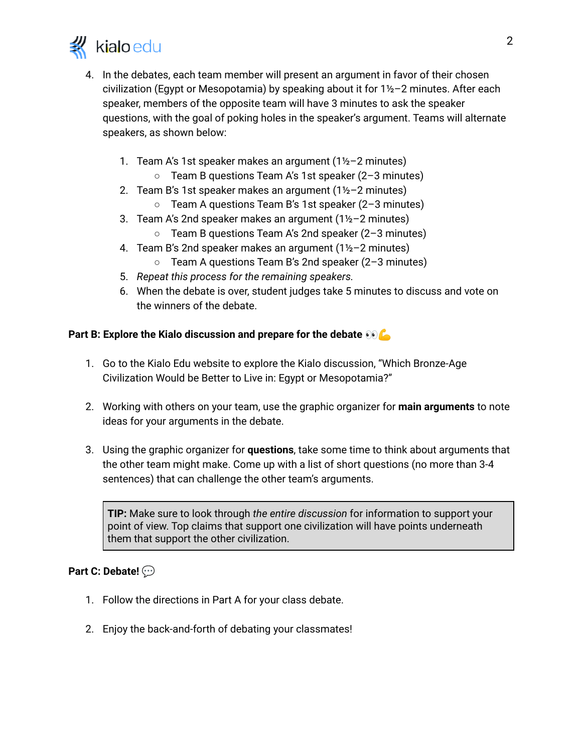4. In the debates, each team member will present an argument in favor of their chosen civilization (Egypt or Mesopotamia) by speaking about it for 1½–2 minutes. After each speaker, members of the opposite team will have 3 minutes to ask the speaker questions, with the goal of poking holes in the speaker's argument. Teams will alternate speakers, as shown below:

    1. Team A's 1st speaker makes an argument (1½–2 minutes)
        - Team B questions Team A's 1st speaker (2–3 minutes)
    2. Team B's 1st speaker makes an argument (1½–2 minutes)
        - Team A questions Team B's 1st speaker (2–3 minutes)
    3. Team A's 2nd speaker makes an argument (1½–2 minutes)
        - Team B questions Team A's 2nd speaker (2–3 minutes)
    4. Team B's 2nd speaker makes an argument (1½–2 minutes)
        - Team A questions Team B's 2nd speaker (2–3 minutes)
    5. *Repeat this process for the remaining speakers.*
    6. When the debate is over, student judges take 5 minutes to discuss and vote on the winners of the debate.

**Part B: Explore the Kialo discussion and prepare for the debate** 👀💪

1. Go to the Kialo Edu website to explore the Kialo discussion, "Which Bronze-Age Civilization Would be Better to Live in: Egypt or Mesopotamia?"

2. Working with others on your team, use the graphic organizer for **main arguments** to note ideas for your arguments in the debate.

3. Using the graphic organizer for **questions**, take some time to think about arguments that the other team might make. Come up with a list of short questions (no more than 3-4 sentences) that can challenge the other team's arguments.

> **TIP:** Make sure to look through *the entire discussion* for information to support your point of view. Top claims that support one civilization will have points underneath them that support the other civilization.

**Part C: Debate!** 💬

1. Follow the directions in Part A for your class debate.

2. Enjoy the back-and-forth of debating your classmates!